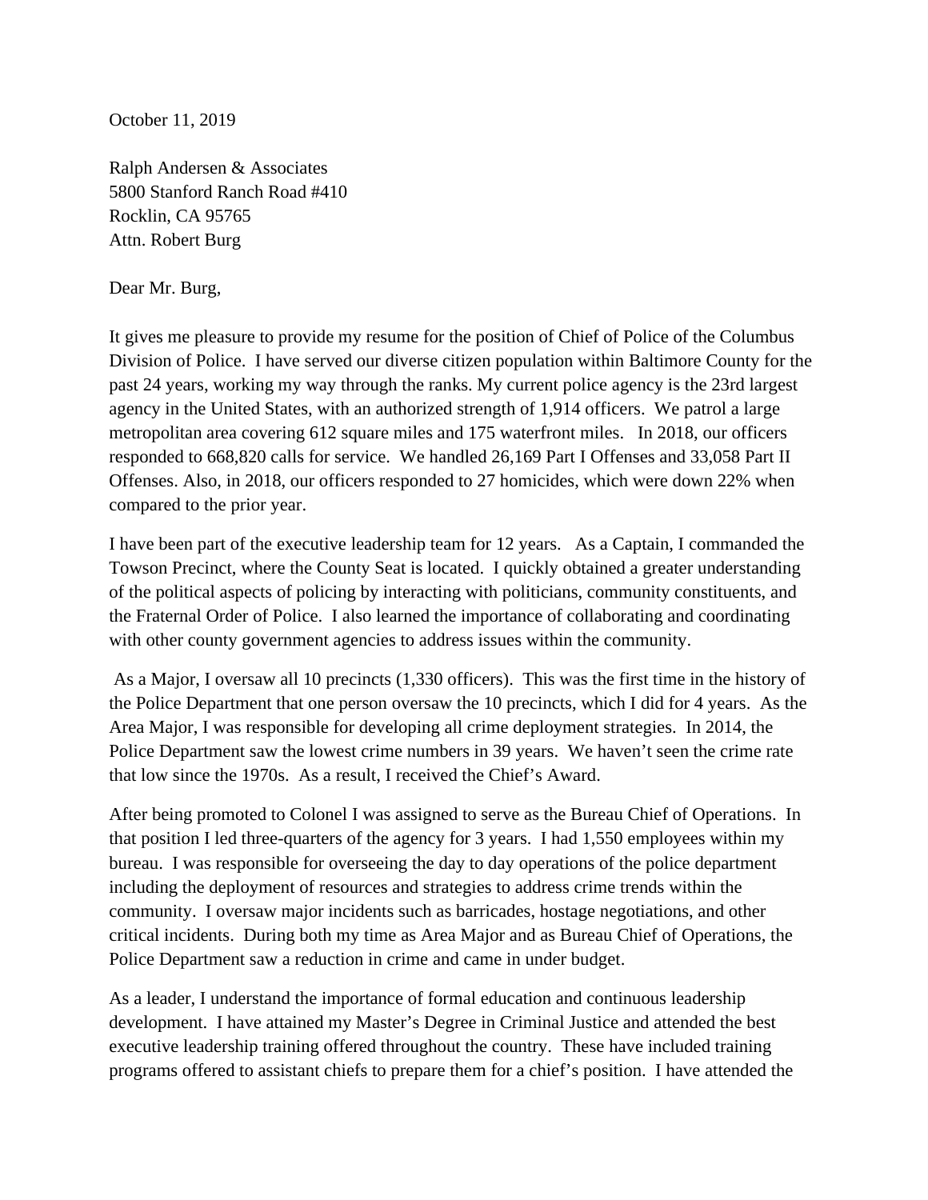October 11, 2019

Ralph Andersen & Associates
5800 Stanford Ranch Road #410
Rocklin, CA 95765
Attn. Robert Burg

Dear Mr. Burg,

It gives me pleasure to provide my resume for the position of Chief of Police of the Columbus Division of Police. I have served our diverse citizen population within Baltimore County for the past 24 years, working my way through the ranks. My current police agency is the 23rd largest agency in the United States, with an authorized strength of 1,914 officers. We patrol a large metropolitan area covering 612 square miles and 175 waterfront miles. In 2018, our officers responded to 668,820 calls for service. We handled 26,169 Part I Offenses and 33,058 Part II Offenses. Also, in 2018, our officers responded to 27 homicides, which were down 22% when compared to the prior year.

I have been part of the executive leadership team for 12 years. As a Captain, I commanded the Towson Precinct, where the County Seat is located. I quickly obtained a greater understanding of the political aspects of policing by interacting with politicians, community constituents, and the Fraternal Order of Police. I also learned the importance of collaborating and coordinating with other county government agencies to address issues within the community.

As a Major, I oversaw all 10 precincts (1,330 officers). This was the first time in the history of the Police Department that one person oversaw the 10 precincts, which I did for 4 years. As the Area Major, I was responsible for developing all crime deployment strategies. In 2014, the Police Department saw the lowest crime numbers in 39 years. We haven't seen the crime rate that low since the 1970s. As a result, I received the Chief's Award.

After being promoted to Colonel I was assigned to serve as the Bureau Chief of Operations. In that position I led three-quarters of the agency for 3 years. I had 1,550 employees within my bureau. I was responsible for overseeing the day to day operations of the police department including the deployment of resources and strategies to address crime trends within the community. I oversaw major incidents such as barricades, hostage negotiations, and other critical incidents. During both my time as Area Major and as Bureau Chief of Operations, the Police Department saw a reduction in crime and came in under budget.

As a leader, I understand the importance of formal education and continuous leadership development. I have attained my Master's Degree in Criminal Justice and attended the best executive leadership training offered throughout the country. These have included training programs offered to assistant chiefs to prepare them for a chief's position. I have attended the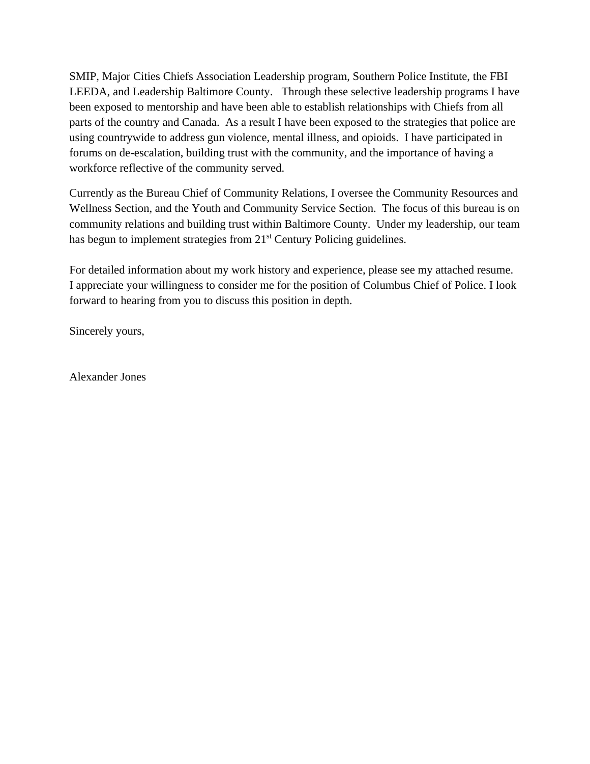SMIP, Major Cities Chiefs Association Leadership program, Southern Police Institute, the FBI LEEDA, and Leadership Baltimore County. Through these selective leadership programs I have been exposed to mentorship and have been able to establish relationships with Chiefs from all parts of the country and Canada. As a result I have been exposed to the strategies that police are using countrywide to address gun violence, mental illness, and opioids. I have participated in forums on de-escalation, building trust with the community, and the importance of having a workforce reflective of the community served.

Currently as the Bureau Chief of Community Relations, I oversee the Community Resources and Wellness Section, and the Youth and Community Service Section. The focus of this bureau is on community relations and building trust within Baltimore County. Under my leadership, our team has begun to implement strategies from 21st Century Policing guidelines.

For detailed information about my work history and experience, please see my attached resume. I appreciate your willingness to consider me for the position of Columbus Chief of Police. I look forward to hearing from you to discuss this position in depth.

Sincerely yours,

Alexander Jones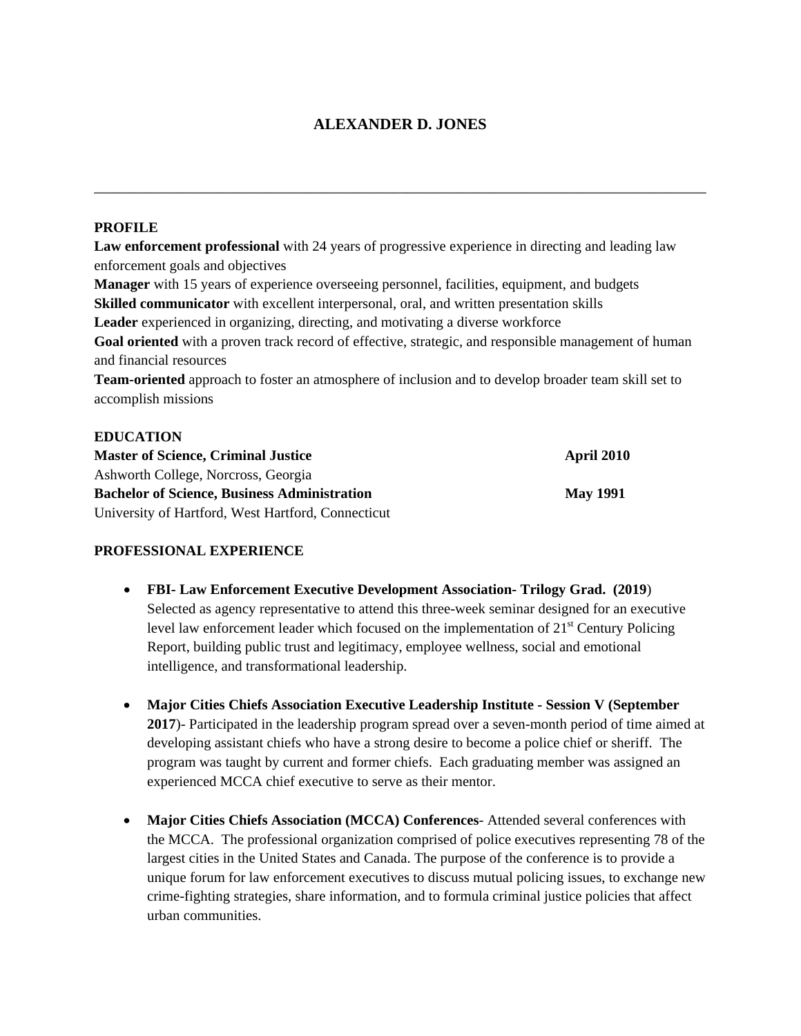# ALEXANDER D. JONES

---

## PROFILE

**Law enforcement professional** with 24 years of progressive experience in directing and leading law enforcement goals and objectives
**Manager** with 15 years of experience overseeing personnel, facilities, equipment, and budgets
**Skilled communicator** with excellent interpersonal, oral, and written presentation skills
**Leader** experienced in organizing, directing, and motivating a diverse workforce
**Goal oriented** with a proven track record of effective, strategic, and responsible management of human and financial resources
**Team-oriented** approach to foster an atmosphere of inclusion and to develop broader team skill set to accomplish missions

## EDUCATION

**Master of Science, Criminal Justice** — **April 2010**
Ashworth College, Norcross, Georgia

**Bachelor of Science, Business Administration** — **May 1991**
University of Hartford, West Hartford, Connecticut

## PROFESSIONAL EXPERIENCE

- **FBI- Law Enforcement Executive Development Association- Trilogy Grad. (2019**)
  Selected as agency representative to attend this three-week seminar designed for an executive level law enforcement leader which focused on the implementation of 21st Century Policing Report, building public trust and legitimacy, employee wellness, social and emotional intelligence, and transformational leadership.

- **Major Cities Chiefs Association Executive Leadership Institute - Session V (September 2017**)- Participated in the leadership program spread over a seven-month period of time aimed at developing assistant chiefs who have a strong desire to become a police chief or sheriff. The program was taught by current and former chiefs. Each graduating member was assigned an experienced MCCA chief executive to serve as their mentor.

- **Major Cities Chiefs Association (MCCA) Conferences**- Attended several conferences with the MCCA. The professional organization comprised of police executives representing 78 of the largest cities in the United States and Canada. The purpose of the conference is to provide a unique forum for law enforcement executives to discuss mutual policing issues, to exchange new crime-fighting strategies, share information, and to formula criminal justice policies that affect urban communities.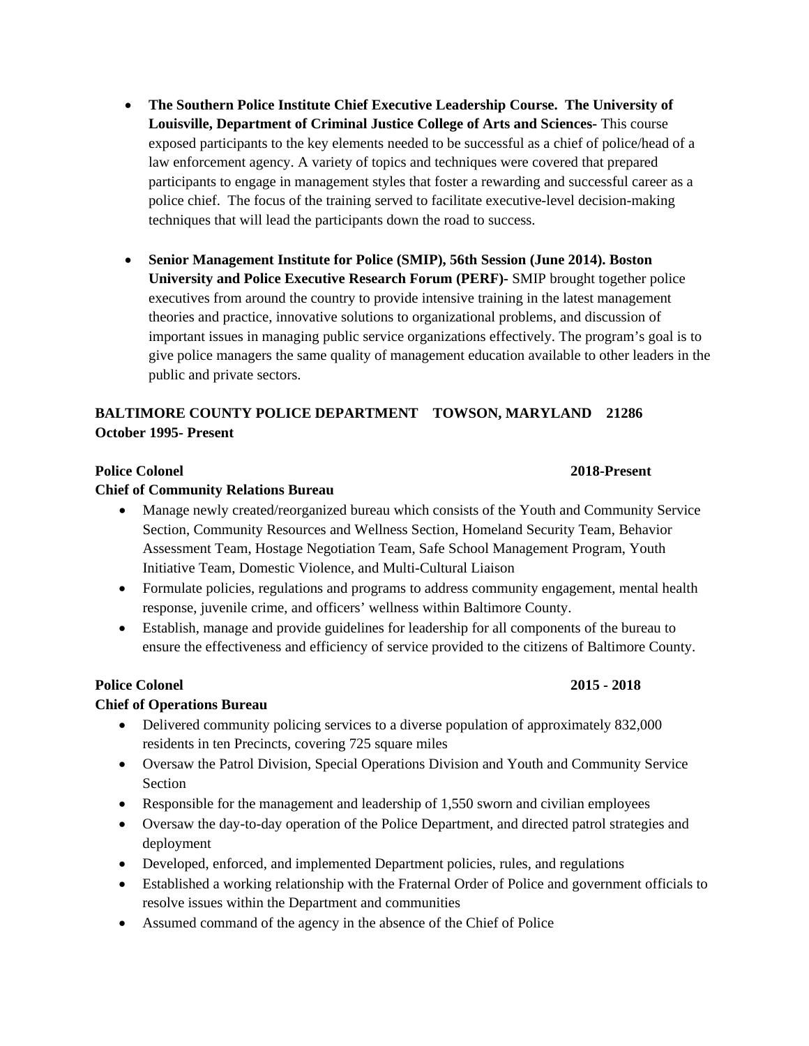- **The Southern Police Institute Chief Executive Leadership Course. The University of Louisville, Department of Criminal Justice College of Arts and Sciences-** This course exposed participants to the key elements needed to be successful as a chief of police/head of a law enforcement agency. A variety of topics and techniques were covered that prepared participants to engage in management styles that foster a rewarding and successful career as a police chief. The focus of the training served to facilitate executive-level decision-making techniques that will lead the participants down the road to success.

- **Senior Management Institute for Police (SMIP), 56th Session (June 2014). Boston University and Police Executive Research Forum (PERF)-** SMIP brought together police executives from around the country to provide intensive training in the latest management theories and practice, innovative solutions to organizational problems, and discussion of important issues in managing public service organizations effectively. The program's goal is to give police managers the same quality of management education available to other leaders in the public and private sectors.

**BALTIMORE COUNTY POLICE DEPARTMENT TOWSON, MARYLAND 21286**
**October 1995- Present**

**Police Colonel** **2018-Present**
**Chief of Community Relations Bureau**

- Manage newly created/reorganized bureau which consists of the Youth and Community Service Section, Community Resources and Wellness Section, Homeland Security Team, Behavior Assessment Team, Hostage Negotiation Team, Safe School Management Program, Youth Initiative Team, Domestic Violence, and Multi-Cultural Liaison
- Formulate policies, regulations and programs to address community engagement, mental health response, juvenile crime, and officers' wellness within Baltimore County.
- Establish, manage and provide guidelines for leadership for all components of the bureau to ensure the effectiveness and efficiency of service provided to the citizens of Baltimore County.

**Police Colonel** **2015 - 2018**
**Chief of Operations Bureau**

- Delivered community policing services to a diverse population of approximately 832,000 residents in ten Precincts, covering 725 square miles
- Oversaw the Patrol Division, Special Operations Division and Youth and Community Service Section
- Responsible for the management and leadership of 1,550 sworn and civilian employees
- Oversaw the day-to-day operation of the Police Department, and directed patrol strategies and deployment
- Developed, enforced, and implemented Department policies, rules, and regulations
- Established a working relationship with the Fraternal Order of Police and government officials to resolve issues within the Department and communities
- Assumed command of the agency in the absence of the Chief of Police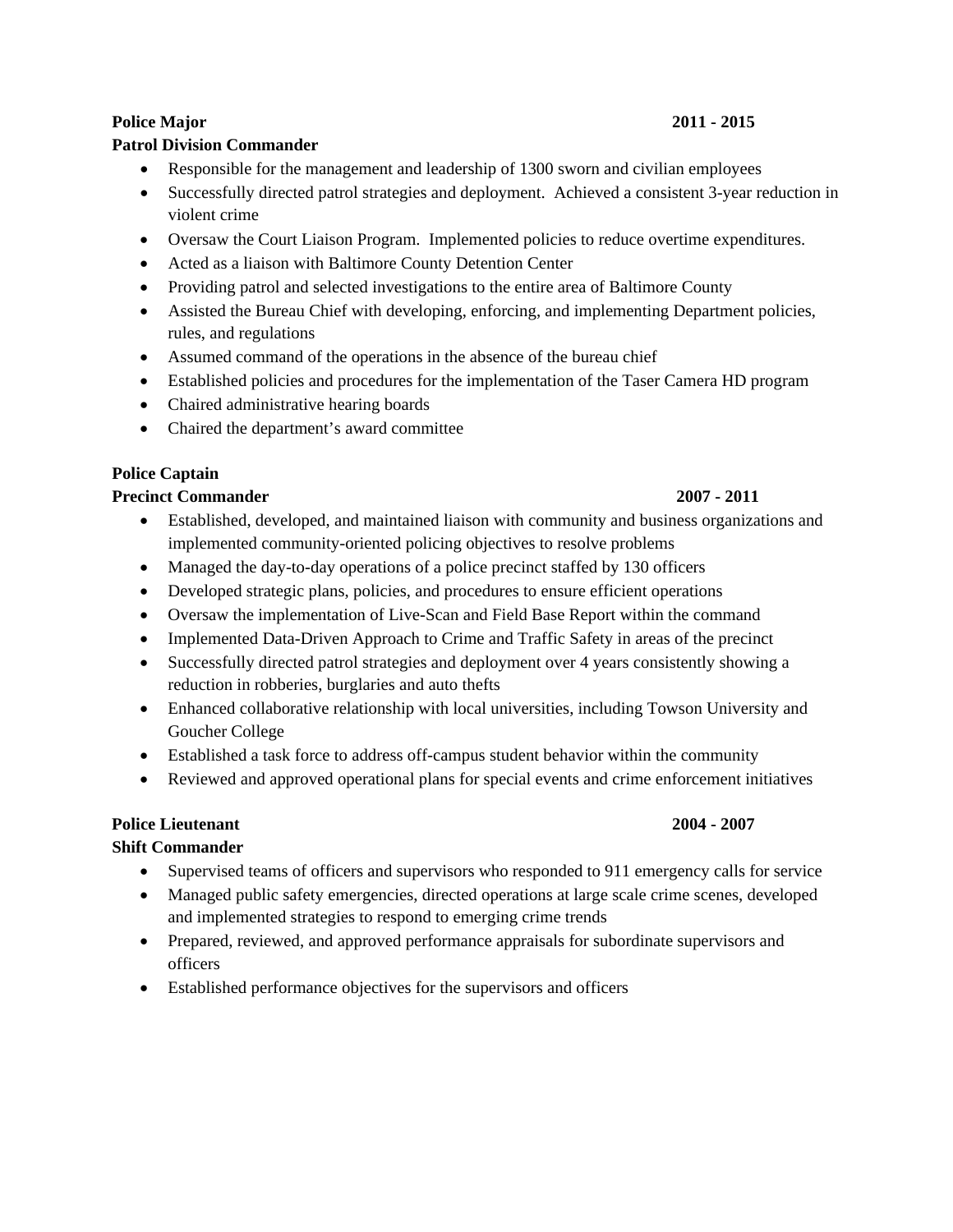**Police Major** **2011 - 2015**
**Patrol Division Commander**

- Responsible for the management and leadership of 1300 sworn and civilian employees
- Successfully directed patrol strategies and deployment. Achieved a consistent 3-year reduction in violent crime
- Oversaw the Court Liaison Program. Implemented policies to reduce overtime expenditures.
- Acted as a liaison with Baltimore County Detention Center
- Providing patrol and selected investigations to the entire area of Baltimore County
- Assisted the Bureau Chief with developing, enforcing, and implementing Department policies, rules, and regulations
- Assumed command of the operations in the absence of the bureau chief
- Established policies and procedures for the implementation of the Taser Camera HD program
- Chaired administrative hearing boards
- Chaired the department's award committee

**Police Captain**
**Precinct Commander** **2007 - 2011**

- Established, developed, and maintained liaison with community and business organizations and implemented community-oriented policing objectives to resolve problems
- Managed the day-to-day operations of a police precinct staffed by 130 officers
- Developed strategic plans, policies, and procedures to ensure efficient operations
- Oversaw the implementation of Live-Scan and Field Base Report within the command
- Implemented Data-Driven Approach to Crime and Traffic Safety in areas of the precinct
- Successfully directed patrol strategies and deployment over 4 years consistently showing a reduction in robberies, burglaries and auto thefts
- Enhanced collaborative relationship with local universities, including Towson University and Goucher College
- Established a task force to address off-campus student behavior within the community
- Reviewed and approved operational plans for special events and crime enforcement initiatives

**Police Lieutenant** **2004 - 2007**
**Shift Commander**

- Supervised teams of officers and supervisors who responded to 911 emergency calls for service
- Managed public safety emergencies, directed operations at large scale crime scenes, developed and implemented strategies to respond to emerging crime trends
- Prepared, reviewed, and approved performance appraisals for subordinate supervisors and officers
- Established performance objectives for the supervisors and officers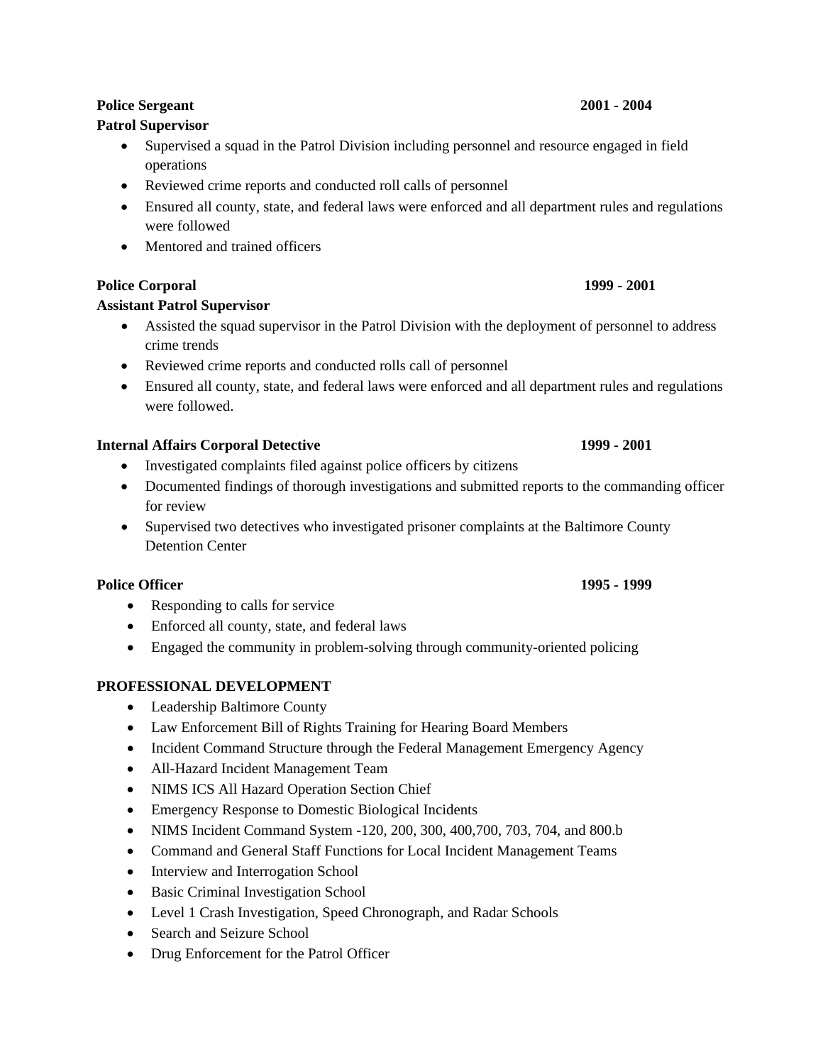**Police Sergeant** **2001 - 2004**
**Patrol Supervisor**

- Supervised a squad in the Patrol Division including personnel and resource engaged in field operations
- Reviewed crime reports and conducted roll calls of personnel
- Ensured all county, state, and federal laws were enforced and all department rules and regulations were followed
- Mentored and trained officers

**Police Corporal** **1999 - 2001**
**Assistant Patrol Supervisor**

- Assisted the squad supervisor in the Patrol Division with the deployment of personnel to address crime trends
- Reviewed crime reports and conducted rolls call of personnel
- Ensured all county, state, and federal laws were enforced and all department rules and regulations were followed.

**Internal Affairs Corporal Detective** **1999 - 2001**

- Investigated complaints filed against police officers by citizens
- Documented findings of thorough investigations and submitted reports to the commanding officer for review
- Supervised two detectives who investigated prisoner complaints at the Baltimore County Detention Center

**Police Officer** **1995 - 1999**

- Responding to calls for service
- Enforced all county, state, and federal laws
- Engaged the community in problem-solving through community-oriented policing

**PROFESSIONAL DEVELOPMENT**

- Leadership Baltimore County
- Law Enforcement Bill of Rights Training for Hearing Board Members
- Incident Command Structure through the Federal Management Emergency Agency
- All-Hazard Incident Management Team
- NIMS ICS All Hazard Operation Section Chief
- Emergency Response to Domestic Biological Incidents
- NIMS Incident Command System -120, 200, 300, 400,700, 703, 704, and 800.b
- Command and General Staff Functions for Local Incident Management Teams
- Interview and Interrogation School
- Basic Criminal Investigation School
- Level 1 Crash Investigation, Speed Chronograph, and Radar Schools
- Search and Seizure School
- Drug Enforcement for the Patrol Officer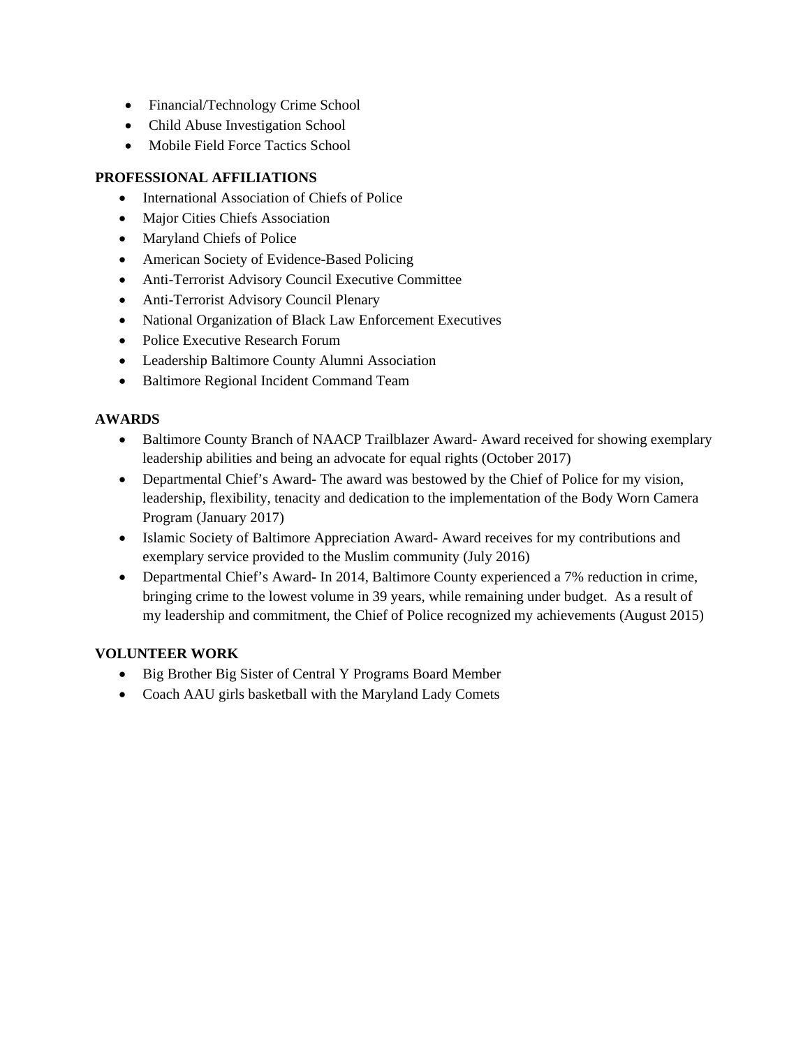- Financial/Technology Crime School
- Child Abuse Investigation School
- Mobile Field Force Tactics School

**PROFESSIONAL AFFILIATIONS**

- International Association of Chiefs of Police
- Major Cities Chiefs Association
- Maryland Chiefs of Police
- American Society of Evidence-Based Policing
- Anti-Terrorist Advisory Council Executive Committee
- Anti-Terrorist Advisory Council Plenary
- National Organization of Black Law Enforcement Executives
- Police Executive Research Forum
- Leadership Baltimore County Alumni Association
- Baltimore Regional Incident Command Team

**AWARDS**

- Baltimore County Branch of NAACP Trailblazer Award- Award received for showing exemplary leadership abilities and being an advocate for equal rights (October 2017)
- Departmental Chief's Award- The award was bestowed by the Chief of Police for my vision, leadership, flexibility, tenacity and dedication to the implementation of the Body Worn Camera Program (January 2017)
- Islamic Society of Baltimore Appreciation Award- Award receives for my contributions and exemplary service provided to the Muslim community (July 2016)
- Departmental Chief's Award- In 2014, Baltimore County experienced a 7% reduction in crime, bringing crime to the lowest volume in 39 years, while remaining under budget. As a result of my leadership and commitment, the Chief of Police recognized my achievements (August 2015)

**VOLUNTEER WORK**

- Big Brother Big Sister of Central Y Programs Board Member
- Coach AAU girls basketball with the Maryland Lady Comets